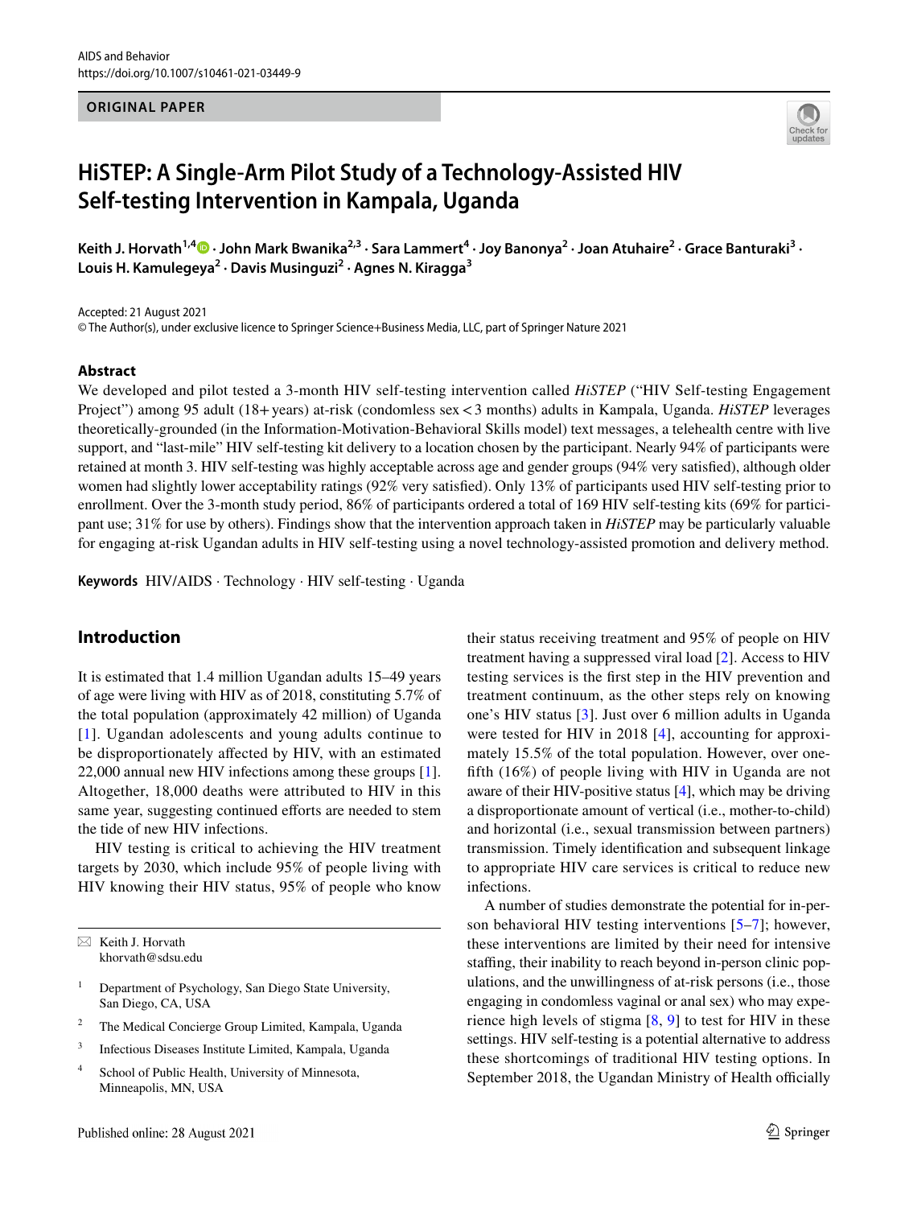ORIGINAL PAPER

# HiSTEP: A Single-Arm Pilot Study of a Technology-Assisted HIV Self-testing Intervention in Kampala, Uganda

**Keith J. Horvath[1,4] · John Mark Bwanika[2,3] · Sara Lammert[4] · Joy Banonya[2] · Joan Atuhaire[2] · Grace Banturaki[3] · Louis H. Kamulegeya[2] · Davis Musinguzi[2] · Agnes N. Kiragga[3]**

Accepted: 21 August 2021
© The Author(s), under exclusive licence to Springer Science+Business Media, LLC, part of Springer Nature 2021

## Abstract

We developed and pilot tested a 3-month HIV self-testing intervention called *HiSTEP* ("HIV Self-testing Engagement Project") among 95 adult (18+ years) at-risk (condomless sex < 3 months) adults in Kampala, Uganda. *HiSTEP* leverages theoretically-grounded (in the Information-Motivation-Behavioral Skills model) text messages, a telehealth centre with live support, and "last-mile" HIV self-testing kit delivery to a location chosen by the participant. Nearly 94% of participants were retained at month 3. HIV self-testing was highly acceptable across age and gender groups (94% very satisfied), although older women had slightly lower acceptability ratings (92% very satisfied). Only 13% of participants used HIV self-testing prior to enrollment. Over the 3-month study period, 86% of participants ordered a total of 169 HIV self-testing kits (69% for participant use; 31% for use by others). Findings show that the intervention approach taken in *HiSTEP* may be particularly valuable for engaging at-risk Ugandan adults in HIV self-testing using a novel technology-assisted promotion and delivery method.

**Keywords** HIV/AIDS · Technology · HIV self-testing · Uganda

## Introduction

It is estimated that 1.4 million Ugandan adults 15–49 years of age were living with HIV as of 2018, constituting 5.7% of the total population (approximately 42 million) of Uganda [1]. Ugandan adolescents and young adults continue to be disproportionately affected by HIV, with an estimated 22,000 annual new HIV infections among these groups [1]. Altogether, 18,000 deaths were attributed to HIV in this same year, suggesting continued efforts are needed to stem the tide of new HIV infections.

HIV testing is critical to achieving the HIV treatment targets by 2030, which include 95% of people living with HIV knowing their HIV status, 95% of people who know their status receiving treatment and 95% of people on HIV treatment having a suppressed viral load [2]. Access to HIV testing services is the first step in the HIV prevention and treatment continuum, as the other steps rely on knowing one's HIV status [3]. Just over 6 million adults in Uganda were tested for HIV in 2018 [4], accounting for approximately 15.5% of the total population. However, over one-fifth (16%) of people living with HIV in Uganda are not aware of their HIV-positive status [4], which may be driving a disproportionate amount of vertical (i.e., mother-to-child) and horizontal (i.e., sexual transmission between partners) transmission. Timely identification and subsequent linkage to appropriate HIV care services is critical to reduce new infections.

A number of studies demonstrate the potential for in-person behavioral HIV testing interventions [5–7]; however, these interventions are limited by their need for intensive staffing, their inability to reach beyond in-person clinic populations, and the unwillingness of at-risk persons (i.e., those engaging in condomless vaginal or anal sex) who may experience high levels of stigma [8, 9] to test for HIV in these settings. HIV self-testing is a potential alternative to address these shortcomings of traditional HIV testing options. In September 2018, the Ugandan Ministry of Health officially

---

✉ Keith J. Horvath
khorvath@sdsu.edu

1 Department of Psychology, San Diego State University, San Diego, CA, USA

2 The Medical Concierge Group Limited, Kampala, Uganda

3 Infectious Diseases Institute Limited, Kampala, Uganda

4 School of Public Health, University of Minnesota, Minneapolis, MN, USA

Published online: 28 August 2021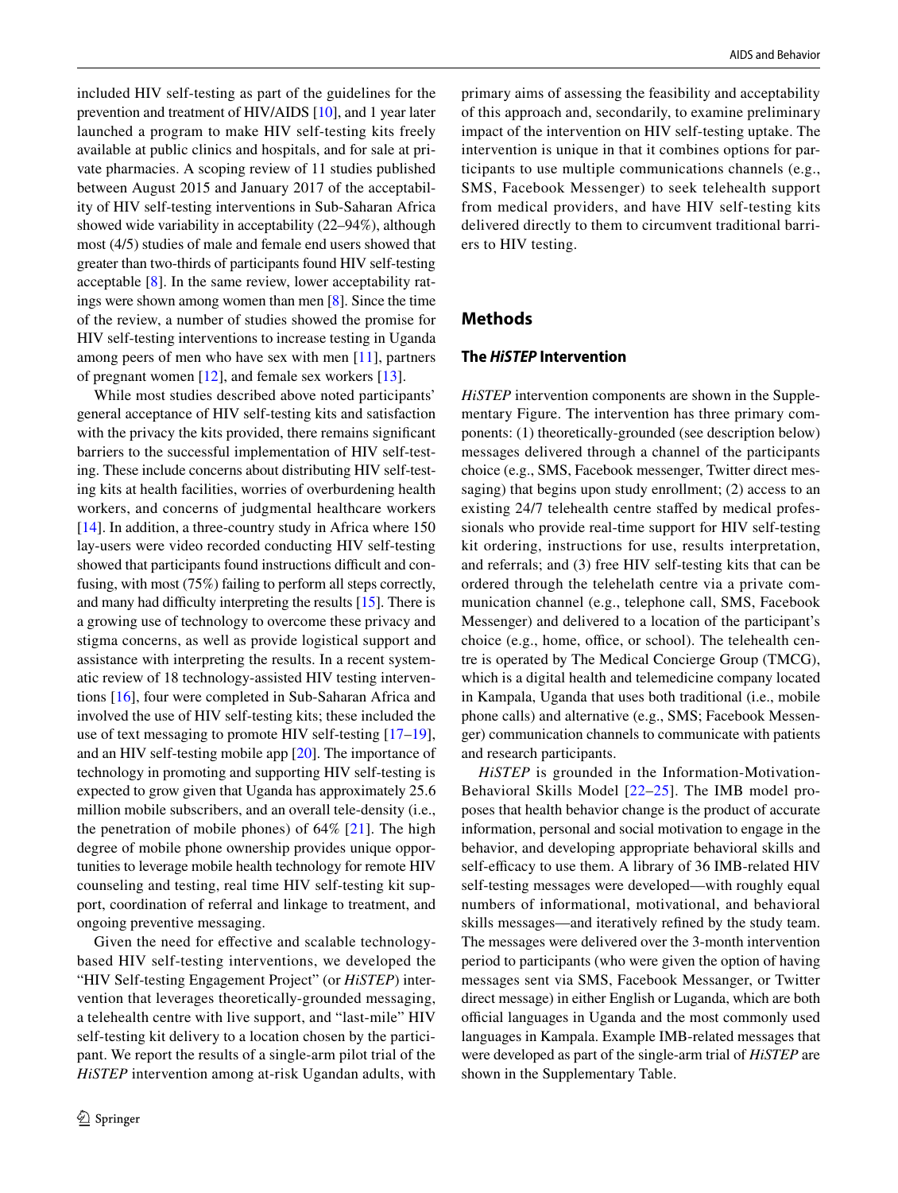included HIV self-testing as part of the guidelines for the prevention and treatment of HIV/AIDS [10], and 1 year later launched a program to make HIV self-testing kits freely available at public clinics and hospitals, and for sale at private pharmacies. A scoping review of 11 studies published between August 2015 and January 2017 of the acceptability of HIV self-testing interventions in Sub-Saharan Africa showed wide variability in acceptability (22–94%), although most (4/5) studies of male and female end users showed that greater than two-thirds of participants found HIV self-testing acceptable [8]. In the same review, lower acceptability ratings were shown among women than men [8]. Since the time of the review, a number of studies showed the promise for HIV self-testing interventions to increase testing in Uganda among peers of men who have sex with men [11], partners of pregnant women [12], and female sex workers [13].

While most studies described above noted participants' general acceptance of HIV self-testing kits and satisfaction with the privacy the kits provided, there remains significant barriers to the successful implementation of HIV self-testing. These include concerns about distributing HIV self-testing kits at health facilities, worries of overburdening health workers, and concerns of judgmental healthcare workers [14]. In addition, a three-country study in Africa where 150 lay-users were video recorded conducting HIV self-testing showed that participants found instructions difficult and confusing, with most (75%) failing to perform all steps correctly, and many had difficulty interpreting the results [15]. There is a growing use of technology to overcome these privacy and stigma concerns, as well as provide logistical support and assistance with interpreting the results. In a recent systematic review of 18 technology-assisted HIV testing interventions [16], four were completed in Sub-Saharan Africa and involved the use of HIV self-testing kits; these included the use of text messaging to promote HIV self-testing [17–19], and an HIV self-testing mobile app [20]. The importance of technology in promoting and supporting HIV self-testing is expected to grow given that Uganda has approximately 25.6 million mobile subscribers, and an overall tele-density (i.e., the penetration of mobile phones) of 64% [21]. The high degree of mobile phone ownership provides unique opportunities to leverage mobile health technology for remote HIV counseling and testing, real time HIV self-testing kit support, coordination of referral and linkage to treatment, and ongoing preventive messaging.

Given the need for effective and scalable technology-based HIV self-testing interventions, we developed the "HIV Self-testing Engagement Project" (or *HiSTEP*) intervention that leverages theoretically-grounded messaging, a telehealth centre with live support, and "last-mile" HIV self-testing kit delivery to a location chosen by the participant. We report the results of a single-arm pilot trial of the *HiSTEP* intervention among at-risk Ugandan adults, with primary aims of assessing the feasibility and acceptability of this approach and, secondarily, to examine preliminary impact of the intervention on HIV self-testing uptake. The intervention is unique in that it combines options for participants to use multiple communications channels (e.g., SMS, Facebook Messenger) to seek telehealth support from medical providers, and have HIV self-testing kits delivered directly to them to circumvent traditional barriers to HIV testing.

## Methods

### The *HiSTEP* Intervention

*HiSTEP* intervention components are shown in the Supplementary Figure. The intervention has three primary components: (1) theoretically-grounded (see description below) messages delivered through a channel of the participants choice (e.g., SMS, Facebook messenger, Twitter direct messaging) that begins upon study enrollment; (2) access to an existing 24/7 telehealth centre staffed by medical professionals who provide real-time support for HIV self-testing kit ordering, instructions for use, results interpretation, and referrals; and (3) free HIV self-testing kits that can be ordered through the telehelath centre via a private communication channel (e.g., telephone call, SMS, Facebook Messenger) and delivered to a location of the participant's choice (e.g., home, office, or school). The telehealth centre is operated by The Medical Concierge Group (TMCG), which is a digital health and telemedicine company located in Kampala, Uganda that uses both traditional (i.e., mobile phone calls) and alternative (e.g., SMS; Facebook Messenger) communication channels to communicate with patients and research participants.

*HiSTEP* is grounded in the Information-Motivation-Behavioral Skills Model [22–25]. The IMB model proposes that health behavior change is the product of accurate information, personal and social motivation to engage in the behavior, and developing appropriate behavioral skills and self-efficacy to use them. A library of 36 IMB-related HIV self-testing messages were developed—with roughly equal numbers of informational, motivational, and behavioral skills messages—and iteratively refined by the study team. The messages were delivered over the 3-month intervention period to participants (who were given the option of having messages sent via SMS, Facebook Messanger, or Twitter direct message) in either English or Luganda, which are both official languages in Uganda and the most commonly used languages in Kampala. Example IMB-related messages that were developed as part of the single-arm trial of *HiSTEP* are shown in the Supplementary Table.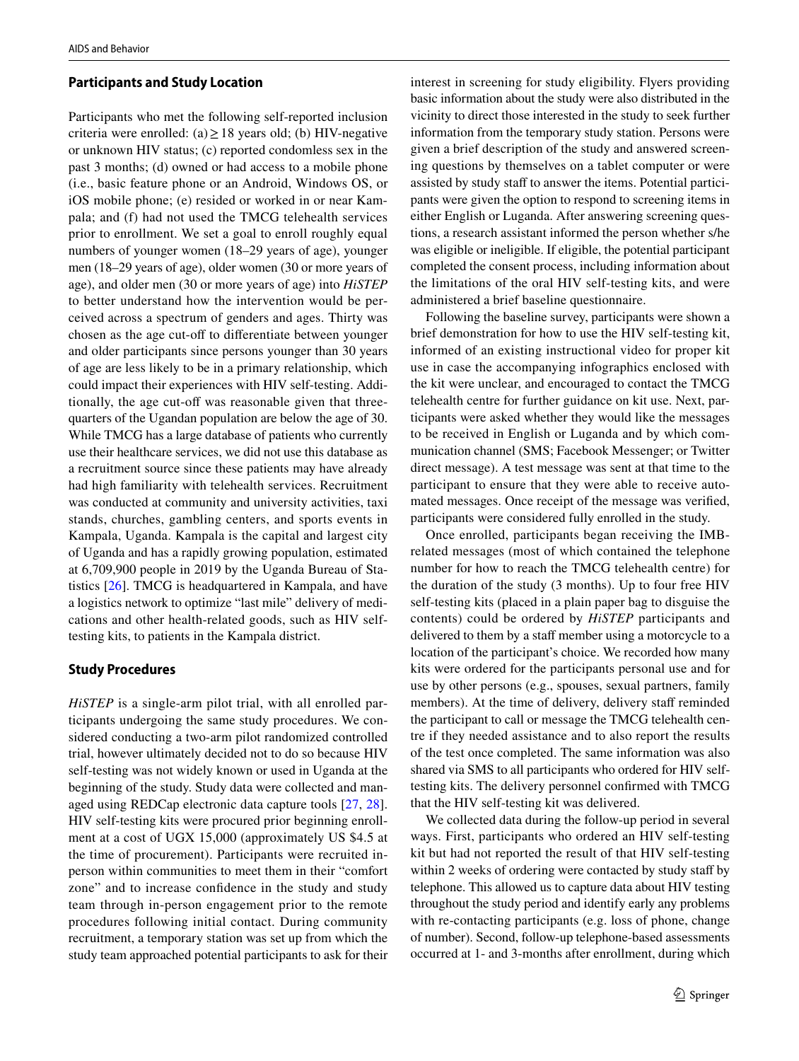### Participants and Study Location

Participants who met the following self-reported inclusion criteria were enrolled: (a) $\geq 18$ years old; (b) HIV-negative or unknown HIV status; (c) reported condomless sex in the past 3 months; (d) owned or had access to a mobile phone (i.e., basic feature phone or an Android, Windows OS, or iOS mobile phone; (e) resided or worked in or near Kampala; and (f) had not used the TMCG telehealth services prior to enrollment. We set a goal to enroll roughly equal numbers of younger women (18–29 years of age), younger men (18–29 years of age), older women (30 or more years of age), and older men (30 or more years of age) into *HiSTEP* to better understand how the intervention would be perceived across a spectrum of genders and ages. Thirty was chosen as the age cut-off to differentiate between younger and older participants since persons younger than 30 years of age are less likely to be in a primary relationship, which could impact their experiences with HIV self-testing. Additionally, the age cut-off was reasonable given that three-quarters of the Ugandan population are below the age of 30. While TMCG has a large database of patients who currently use their healthcare services, we did not use this database as a recruitment source since these patients may have already had high familiarity with telehealth services. Recruitment was conducted at community and university activities, taxi stands, churches, gambling centers, and sports events in Kampala, Uganda. Kampala is the capital and largest city of Uganda and has a rapidly growing population, estimated at 6,709,900 people in 2019 by the Uganda Bureau of Statistics [26]. TMCG is headquartered in Kampala, and have a logistics network to optimize "last mile" delivery of medications and other health-related goods, such as HIV self-testing kits, to patients in the Kampala district.

### Study Procedures

*HiSTEP* is a single-arm pilot trial, with all enrolled participants undergoing the same study procedures. We considered conducting a two-arm pilot randomized controlled trial, however ultimately decided not to do so because HIV self-testing was not widely known or used in Uganda at the beginning of the study. Study data were collected and managed using REDCap electronic data capture tools [27, 28]. HIV self-testing kits were procured prior beginning enrollment at a cost of UGX 15,000 (approximately US $4.5 at the time of procurement). Participants were recruited in-person within communities to meet them in their "comfort zone" and to increase confidence in the study and study team through in-person engagement prior to the remote procedures following initial contact. During community recruitment, a temporary station was set up from which the study team approached potential participants to ask for their interest in screening for study eligibility. Flyers providing basic information about the study were also distributed in the vicinity to direct those interested in the study to seek further information from the temporary study station. Persons were given a brief description of the study and answered screening questions by themselves on a tablet computer or were assisted by study staff to answer the items. Potential participants were given the option to respond to screening items in either English or Luganda. After answering screening questions, a research assistant informed the person whether s/he was eligible or ineligible. If eligible, the potential participant completed the consent process, including information about the limitations of the oral HIV self-testing kits, and were administered a brief baseline questionnaire.

Following the baseline survey, participants were shown a brief demonstration for how to use the HIV self-testing kit, informed of an existing instructional video for proper kit use in case the accompanying infographics enclosed with the kit were unclear, and encouraged to contact the TMCG telehealth centre for further guidance on kit use. Next, participants were asked whether they would like the messages to be received in English or Luganda and by which communication channel (SMS; Facebook Messenger; or Twitter direct message). A test message was sent at that time to the participant to ensure that they were able to receive automated messages. Once receipt of the message was verified, participants were considered fully enrolled in the study.

Once enrolled, participants began receiving the IMB-related messages (most of which contained the telephone number for how to reach the TMCG telehealth centre) for the duration of the study (3 months). Up to four free HIV self-testing kits (placed in a plain paper bag to disguise the contents) could be ordered by *HiSTEP* participants and delivered to them by a staff member using a motorcycle to a location of the participant's choice. We recorded how many kits were ordered for the participants personal use and for use by other persons (e.g., spouses, sexual partners, family members). At the time of delivery, delivery staff reminded the participant to call or message the TMCG telehealth centre if they needed assistance and to also report the results of the test once completed. The same information was also shared via SMS to all participants who ordered for HIV self-testing kits. The delivery personnel confirmed with TMCG that the HIV self-testing kit was delivered.

We collected data during the follow-up period in several ways. First, participants who ordered an HIV self-testing kit but had not reported the result of that HIV self-testing within 2 weeks of ordering were contacted by study staff by telephone. This allowed us to capture data about HIV testing throughout the study period and identify early any problems with re-contacting participants (e.g. loss of phone, change of number). Second, follow-up telephone-based assessments occurred at 1- and 3-months after enrollment, during which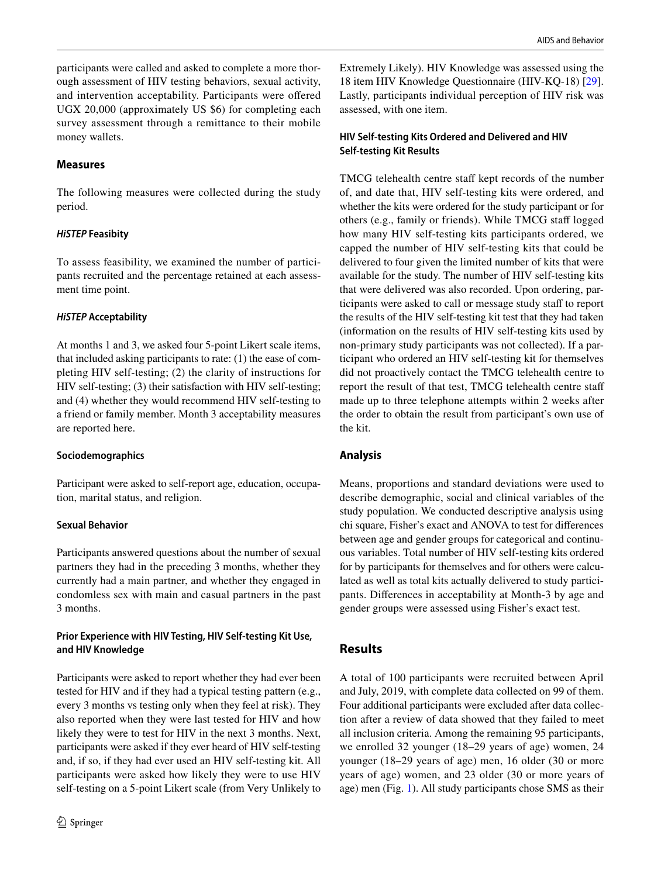participants were called and asked to complete a more thorough assessment of HIV testing behaviors, sexual activity, and intervention acceptability. Participants were offered UGX 20,000 (approximately US $6) for completing each survey assessment through a remittance to their mobile money wallets.

## Measures

The following measures were collected during the study period.

### *HiSTEP* Feasibity

To assess feasibility, we examined the number of participants recruited and the percentage retained at each assessment time point.

### *HiSTEP* Acceptability

At months 1 and 3, we asked four 5-point Likert scale items, that included asking participants to rate: (1) the ease of completing HIV self-testing; (2) the clarity of instructions for HIV self-testing; (3) their satisfaction with HIV self-testing; and (4) whether they would recommend HIV self-testing to a friend or family member. Month 3 acceptability measures are reported here.

### Sociodemographics

Participant were asked to self-report age, education, occupation, marital status, and religion.

### Sexual Behavior

Participants answered questions about the number of sexual partners they had in the preceding 3 months, whether they currently had a main partner, and whether they engaged in condomless sex with main and casual partners in the past 3 months.

### Prior Experience with HIV Testing, HIV Self-testing Kit Use, and HIV Knowledge

Participants were asked to report whether they had ever been tested for HIV and if they had a typical testing pattern (e.g., every 3 months vs testing only when they feel at risk). They also reported when they were last tested for HIV and how likely they were to test for HIV in the next 3 months. Next, participants were asked if they ever heard of HIV self-testing and, if so, if they had ever used an HIV self-testing kit. All participants were asked how likely they were to use HIV self-testing on a 5-point Likert scale (from Very Unlikely to Extremely Likely). HIV Knowledge was assessed using the 18 item HIV Knowledge Questionnaire (HIV-KQ-18) [29]. Lastly, participants individual perception of HIV risk was assessed, with one item.

### HIV Self-testing Kits Ordered and Delivered and HIV Self-testing Kit Results

TMCG telehealth centre staff kept records of the number of, and date that, HIV self-testing kits were ordered, and whether the kits were ordered for the study participant or for others (e.g., family or friends). While TMCG staff logged how many HIV self-testing kits participants ordered, we capped the number of HIV self-testing kits that could be delivered to four given the limited number of kits that were available for the study. The number of HIV self-testing kits that were delivered was also recorded. Upon ordering, participants were asked to call or message study staff to report the results of the HIV self-testing kit test that they had taken (information on the results of HIV self-testing kits used by non-primary study participants was not collected). If a participant who ordered an HIV self-testing kit for themselves did not proactively contact the TMCG telehealth centre to report the result of that test, TMCG telehealth centre staff made up to three telephone attempts within 2 weeks after the order to obtain the result from participant's own use of the kit.

## Analysis

Means, proportions and standard deviations were used to describe demographic, social and clinical variables of the study population. We conducted descriptive analysis using chi square, Fisher's exact and ANOVA to test for differences between age and gender groups for categorical and continuous variables. Total number of HIV self-testing kits ordered for by participants for themselves and for others were calculated as well as total kits actually delivered to study participants. Differences in acceptability at Month-3 by age and gender groups were assessed using Fisher's exact test.

# Results

A total of 100 participants were recruited between April and July, 2019, with complete data collected on 99 of them. Four additional participants were excluded after data collection after a review of data showed that they failed to meet all inclusion criteria. Among the remaining 95 participants, we enrolled 32 younger (18–29 years of age) women, 24 younger (18–29 years of age) men, 16 older (30 or more years of age) women, and 23 older (30 or more years of age) men (Fig. 1). All study participants chose SMS as their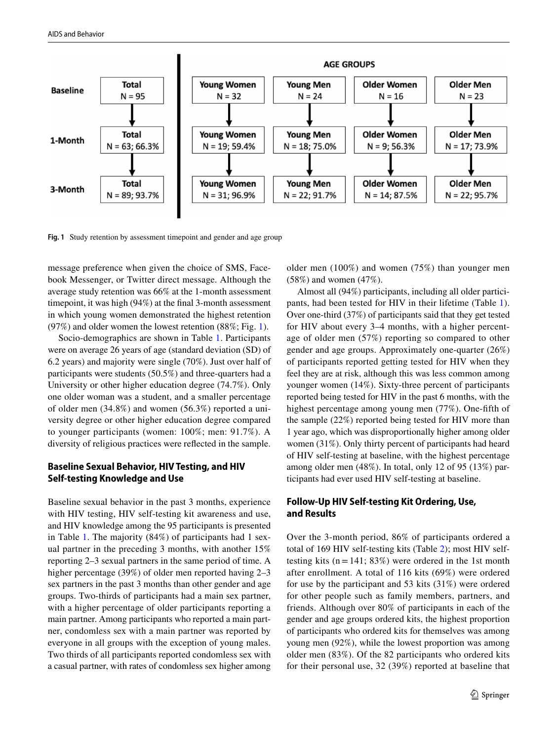| | Total | Young Women | Young Men | Older Women | Older Men |
|---|---|---|---|---|---|
| **Baseline** | N = 95 | N = 32 | N = 24 | N = 16 | N = 23 |
| **1-Month** | N = 63; 66.3% | N = 19; 59.4% | N = 18; 75.0% | N = 9; 56.3% | N = 17; 73.9% |
| **3-Month** | N = 89; 93.7% | N = 31; 96.9% | N = 22; 91.7% | N = 14; 87.5% | N = 22; 95.7% |

**Fig. 1** Study retention by assessment timepoint and gender and age group

message preference when given the choice of SMS, Facebook Messenger, or Twitter direct message. Although the average study retention was 66% at the 1-month assessment timepoint, it was high (94%) at the final 3-month assessment in which young women demonstrated the highest retention (97%) and older women the lowest retention (88%; Fig. 1).

Socio-demographics are shown in Table 1. Participants were on average 26 years of age (standard deviation (SD) of 6.2 years) and majority were single (70%). Just over half of participants were students (50.5%) and three-quarters had a University or other higher education degree (74.7%). Only one older woman was a student, and a smaller percentage of older men (34.8%) and women (56.3%) reported a university degree or other higher education degree compared to younger participants (women: 100%; men: 91.7%). A diversity of religious practices were reflected in the sample.

## Baseline Sexual Behavior, HIV Testing, and HIV Self-testing Knowledge and Use

Baseline sexual behavior in the past 3 months, experience with HIV testing, HIV self-testing kit awareness and use, and HIV knowledge among the 95 participants is presented in Table 1. The majority (84%) of participants had 1 sexual partner in the preceding 3 months, with another 15% reporting 2–3 sexual partners in the same period of time. A higher percentage (39%) of older men reported having 2–3 sex partners in the past 3 months than other gender and age groups. Two-thirds of participants had a main sex partner, with a higher percentage of older participants reporting a main partner. Among participants who reported a main partner, condomless sex with a main partner was reported by everyone in all groups with the exception of young males. Two thirds of all participants reported condomless sex with a casual partner, with rates of condomless sex higher among older men (100%) and women (75%) than younger men (58%) and women (47%).

Almost all (94%) participants, including all older participants, had been tested for HIV in their lifetime (Table 1). Over one-third (37%) of participants said that they get tested for HIV about every 3–4 months, with a higher percentage of older men (57%) reporting so compared to other gender and age groups. Approximately one-quarter (26%) of participants reported getting tested for HIV when they feel they are at risk, although this was less common among younger women (14%). Sixty-three percent of participants reported being tested for HIV in the past 6 months, with the highest percentage among young men (77%). One-fifth of the sample (22%) reported being tested for HIV more than 1 year ago, which was disproportionally higher among older women (31%). Only thirty percent of participants had heard of HIV self-testing at baseline, with the highest percentage among older men (48%). In total, only 12 of 95 (13%) participants had ever used HIV self-testing at baseline.

## Follow-Up HIV Self-testing Kit Ordering, Use, and Results

Over the 3-month period, 86% of participants ordered a total of 169 HIV self-testing kits (Table 2); most HIV self-testing kits (n = 141; 83%) were ordered in the 1st month after enrollment. A total of 116 kits (69%) were ordered for use by the participant and 53 kits (31%) were ordered for other people such as family members, partners, and friends. Although over 80% of participants in each of the gender and age groups ordered kits, the highest proportion of participants who ordered kits for themselves was among young men (92%), while the lowest proportion was among older men (83%). Of the 82 participants who ordered kits for their personal use, 32 (39%) reported at baseline that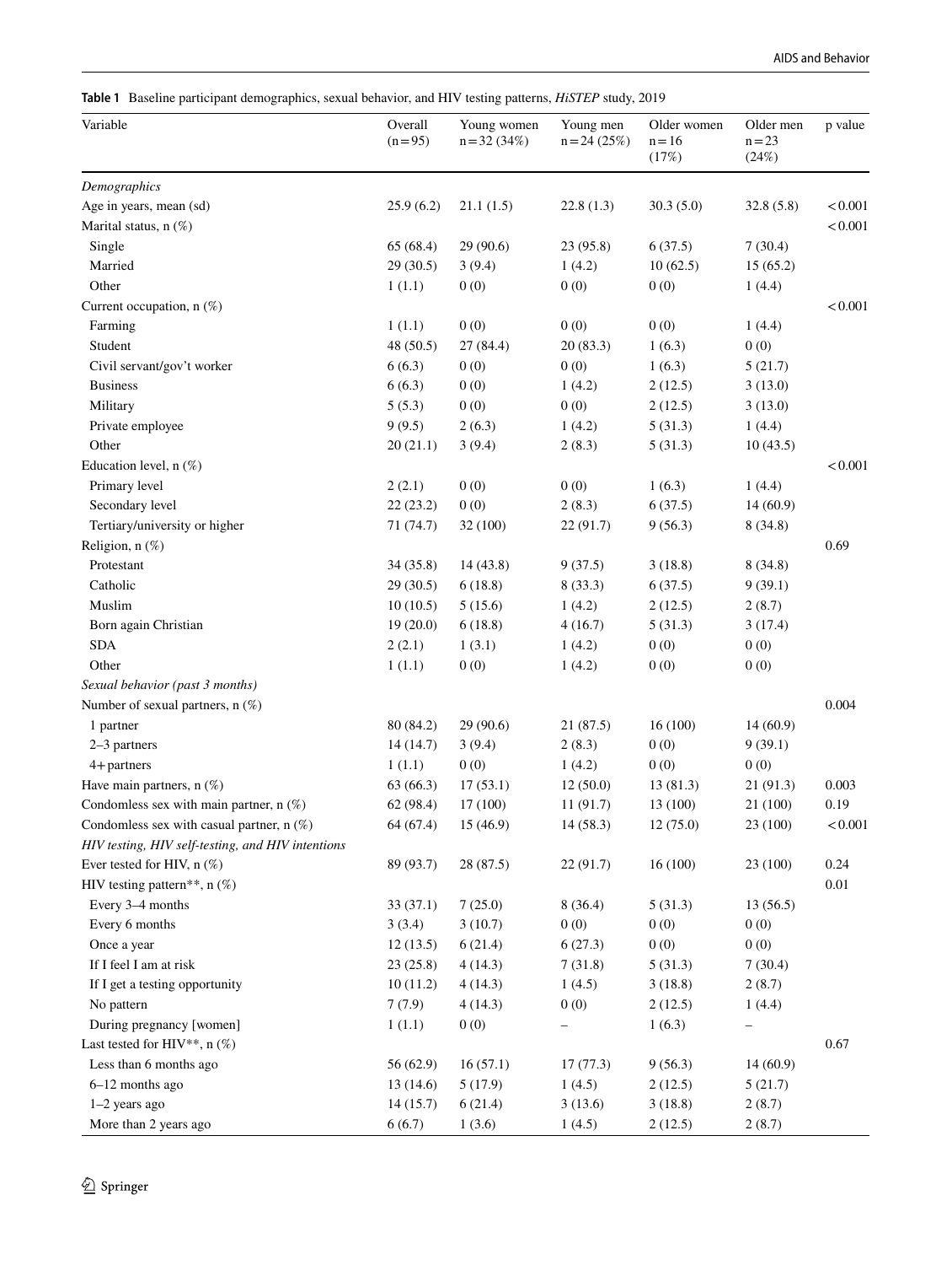**Table 1** Baseline participant demographics, sexual behavior, and HIV testing patterns, *HiSTEP* study, 2019

| Variable | Overall (n = 95) | Young women n = 32 (34%) | Young men n = 24 (25%) | Older women n = 16 (17%) | Older men n = 23 (24%) | p value |
|---|---|---|---|---|---|---|
| *Demographics* | | | | | | |
| Age in years, mean (sd) | 25.9 (6.2) | 21.1 (1.5) | 22.8 (1.3) | 30.3 (5.0) | 32.8 (5.8) | < 0.001 |
| Marital status, n (%) | | | | | | < 0.001 |
| Single | 65 (68.4) | 29 (90.6) | 23 (95.8) | 6 (37.5) | 7 (30.4) | |
| Married | 29 (30.5) | 3 (9.4) | 1 (4.2) | 10 (62.5) | 15 (65.2) | |
| Other | 1 (1.1) | 0 (0) | 0 (0) | 0 (0) | 1 (4.4) | |
| Current occupation, n (%) | | | | | | < 0.001 |
| Farming | 1 (1.1) | 0 (0) | 0 (0) | 0 (0) | 1 (4.4) | |
| Student | 48 (50.5) | 27 (84.4) | 20 (83.3) | 1 (6.3) | 0 (0) | |
| Civil servant/gov't worker | 6 (6.3) | 0 (0) | 0 (0) | 1 (6.3) | 5 (21.7) | |
| Business | 6 (6.3) | 0 (0) | 1 (4.2) | 2 (12.5) | 3 (13.0) | |
| Military | 5 (5.3) | 0 (0) | 0 (0) | 2 (12.5) | 3 (13.0) | |
| Private employee | 9 (9.5) | 2 (6.3) | 1 (4.2) | 5 (31.3) | 1 (4.4) | |
| Other | 20 (21.1) | 3 (9.4) | 2 (8.3) | 5 (31.3) | 10 (43.5) | |
| Education level, n (%) | | | | | | < 0.001 |
| Primary level | 2 (2.1) | 0 (0) | 0 (0) | 1 (6.3) | 1 (4.4) | |
| Secondary level | 22 (23.2) | 0 (0) | 2 (8.3) | 6 (37.5) | 14 (60.9) | |
| Tertiary/university or higher | 71 (74.7) | 32 (100) | 22 (91.7) | 9 (56.3) | 8 (34.8) | |
| Religion, n (%) | | | | | | 0.69 |
| Protestant | 34 (35.8) | 14 (43.8) | 9 (37.5) | 3 (18.8) | 8 (34.8) | |
| Catholic | 29 (30.5) | 6 (18.8) | 8 (33.3) | 6 (37.5) | 9 (39.1) | |
| Muslim | 10 (10.5) | 5 (15.6) | 1 (4.2) | 2 (12.5) | 2 (8.7) | |
| Born again Christian | 19 (20.0) | 6 (18.8) | 4 (16.7) | 5 (31.3) | 3 (17.4) | |
| SDA | 2 (2.1) | 1 (3.1) | 1 (4.2) | 0 (0) | 0 (0) | |
| Other | 1 (1.1) | 0 (0) | 1 (4.2) | 0 (0) | 0 (0) | |
| *Sexual behavior (past 3 months)* | | | | | | |
| Number of sexual partners, n (%) | | | | | | 0.004 |
| 1 partner | 80 (84.2) | 29 (90.6) | 21 (87.5) | 16 (100) | 14 (60.9) | |
| 2–3 partners | 14 (14.7) | 3 (9.4) | 2 (8.3) | 0 (0) | 9 (39.1) | |
| 4+ partners | 1 (1.1) | 0 (0) | 1 (4.2) | 0 (0) | 0 (0) | |
| Have main partners, n (%) | 63 (66.3) | 17 (53.1) | 12 (50.0) | 13 (81.3) | 21 (91.3) | 0.003 |
| Condomless sex with main partner, n (%) | 62 (98.4) | 17 (100) | 11 (91.7) | 13 (100) | 21 (100) | 0.19 |
| Condomless sex with casual partner, n (%) | 64 (67.4) | 15 (46.9) | 14 (58.3) | 12 (75.0) | 23 (100) | < 0.001 |
| *HIV testing, HIV self-testing, and HIV intentions* | | | | | | |
| Ever tested for HIV, n (%) | 89 (93.7) | 28 (87.5) | 22 (91.7) | 16 (100) | 23 (100) | 0.24 |
| HIV testing pattern**, n (%) | | | | | | 0.01 |
| Every 3–4 months | 33 (37.1) | 7 (25.0) | 8 (36.4) | 5 (31.3) | 13 (56.5) | |
| Every 6 months | 3 (3.4) | 3 (10.7) | 0 (0) | 0 (0) | 0 (0) | |
| Once a year | 12 (13.5) | 6 (21.4) | 6 (27.3) | 0 (0) | 0 (0) | |
| If I feel I am at risk | 23 (25.8) | 4 (14.3) | 7 (31.8) | 5 (31.3) | 7 (30.4) | |
| If I get a testing opportunity | 10 (11.2) | 4 (14.3) | 1 (4.5) | 3 (18.8) | 2 (8.7) | |
| No pattern | 7 (7.9) | 4 (14.3) | 0 (0) | 2 (12.5) | 1 (4.4) | |
| During pregnancy [women] | 1 (1.1) | 0 (0) | – | 1 (6.3) | – | |
| Last tested for HIV**, n (%) | | | | | | 0.67 |
| Less than 6 months ago | 56 (62.9) | 16 (57.1) | 17 (77.3) | 9 (56.3) | 14 (60.9) | |
| 6–12 months ago | 13 (14.6) | 5 (17.9) | 1 (4.5) | 2 (12.5) | 5 (21.7) | |
| 1–2 years ago | 14 (15.7) | 6 (21.4) | 3 (13.6) | 3 (18.8) | 2 (8.7) | |
| More than 2 years ago | 6 (6.7) | 1 (3.6) | 1 (4.5) | 2 (12.5) | 2 (8.7) | |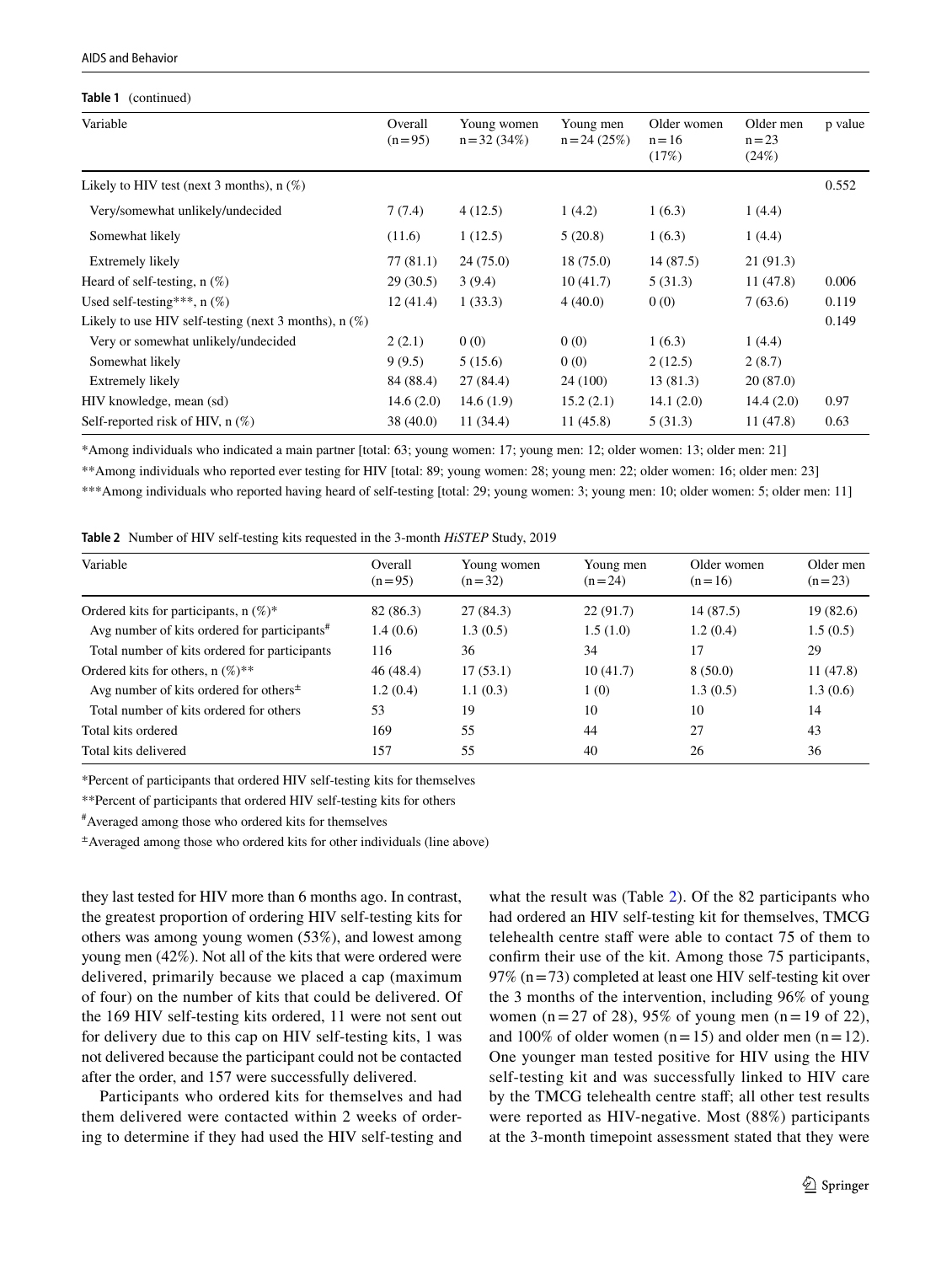**Table 1** (continued)

| Variable | Overall (n=95) | Young women n=32 (34%) | Young men n=24 (25%) | Older women n=16 (17%) | Older men n=23 (24%) | p value |
|---|---|---|---|---|---|---|
| Likely to HIV test (next 3 months), n (%) | | | | | | 0.552 |
| Very/somewhat unlikely/undecided | 7 (7.4) | 4 (12.5) | 1 (4.2) | 1 (6.3) | 1 (4.4) | |
| Somewhat likely | (11.6) | 1 (12.5) | 5 (20.8) | 1 (6.3) | 1 (4.4) | |
| Extremely likely | 77 (81.1) | 24 (75.0) | 18 (75.0) | 14 (87.5) | 21 (91.3) | |
| Heard of self-testing, n (%) | 29 (30.5) | 3 (9.4) | 10 (41.7) | 5 (31.3) | 11 (47.8) | 0.006 |
| Used self-testing***, n (%) | 12 (41.4) | 1 (33.3) | 4 (40.0) | 0 (0) | 7 (63.6) | 0.119 |
| Likely to use HIV self-testing (next 3 months), n (%) | | | | | | 0.149 |
| Very or somewhat unlikely/undecided | 2 (2.1) | 0 (0) | 0 (0) | 1 (6.3) | 1 (4.4) | |
| Somewhat likely | 9 (9.5) | 5 (15.6) | 0 (0) | 2 (12.5) | 2 (8.7) | |
| Extremely likely | 84 (88.4) | 27 (84.4) | 24 (100) | 13 (81.3) | 20 (87.0) | |
| HIV knowledge, mean (sd) | 14.6 (2.0) | 14.6 (1.9) | 15.2 (2.1) | 14.1 (2.0) | 14.4 (2.0) | 0.97 |
| Self-reported risk of HIV, n (%) | 38 (40.0) | 11 (34.4) | 11 (45.8) | 5 (31.3) | 11 (47.8) | 0.63 |

*Among individuals who indicated a main partner [total: 63; young women: 17; young men: 12; older women: 13; older men: 21]

**Among individuals who reported ever testing for HIV [total: 89; young women: 28; young men: 22; older women: 16; older men: 23]

***Among individuals who reported having heard of self-testing [total: 29; young women: 3; young men: 10; older women: 5; older men: 11]

**Table 2** Number of HIV self-testing kits requested in the 3-month *HiSTEP* Study, 2019

| Variable | Overall (n=95) | Young women (n=32) | Young men (n=24) | Older women (n=16) | Older men (n=23) |
|---|---|---|---|---|---|
| Ordered kits for participants, n (%)* | 82 (86.3) | 27 (84.3) | 22 (91.7) | 14 (87.5) | 19 (82.6) |
| Avg number of kits ordered for participants[#] | 1.4 (0.6) | 1.3 (0.5) | 1.5 (1.0) | 1.2 (0.4) | 1.5 (0.5) |
| Total number of kits ordered for participants | 116 | 36 | 34 | 17 | 29 |
| Ordered kits for others, n (%)** | 46 (48.4) | 17 (53.1) | 10 (41.7) | 8 (50.0) | 11 (47.8) |
| Avg number of kits ordered for others[±] | 1.2 (0.4) | 1.1 (0.3) | 1 (0) | 1.3 (0.5) | 1.3 (0.6) |
| Total number of kits ordered for others | 53 | 19 | 10 | 10 | 14 |
| Total kits ordered | 169 | 55 | 44 | 27 | 43 |
| Total kits delivered | 157 | 55 | 40 | 26 | 36 |

*Percent of participants that ordered HIV self-testing kits for themselves

**Percent of participants that ordered HIV self-testing kits for others

[#]Averaged among those who ordered kits for themselves

[±]Averaged among those who ordered kits for other individuals (line above)

they last tested for HIV more than 6 months ago. In contrast, the greatest proportion of ordering HIV self-testing kits for others was among young women (53%), and lowest among young men (42%). Not all of the kits that were ordered were delivered, primarily because we placed a cap (maximum of four) on the number of kits that could be delivered. Of the 169 HIV self-testing kits ordered, 11 were not sent out for delivery due to this cap on HIV self-testing kits, 1 was not delivered because the participant could not be contacted after the order, and 157 were successfully delivered.

Participants who ordered kits for themselves and had them delivered were contacted within 2 weeks of ordering to determine if they had used the HIV self-testing and what the result was (Table 2). Of the 82 participants who had ordered an HIV self-testing kit for themselves, TMCG telehealth centre staff were able to contact 75 of them to confirm their use of the kit. Among those 75 participants, 97% (n=73) completed at least one HIV self-testing kit over the 3 months of the intervention, including 96% of young women (n=27 of 28), 95% of young men (n=19 of 22), and 100% of older women (n=15) and older men (n=12). One younger man tested positive for HIV using the HIV self-testing kit and was successfully linked to HIV care by the TMCG telehealth centre staff; all other test results were reported as HIV-negative. Most (88%) participants at the 3-month timepoint assessment stated that they were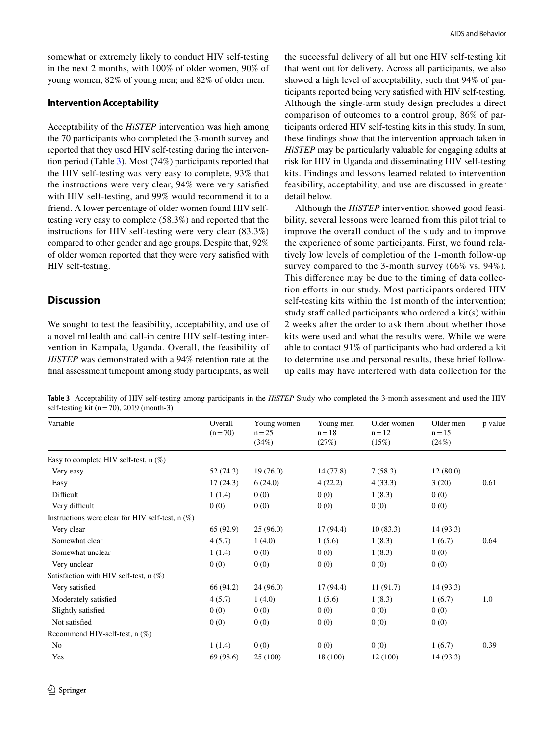somewhat or extremely likely to conduct HIV self-testing in the next 2 months, with 100% of older women, 90% of young women, 82% of young men; and 82% of older men.

### Intervention Acceptability

Acceptability of the *HiSTEP* intervention was high among the 70 participants who completed the 3-month survey and reported that they used HIV self-testing during the intervention period (Table 3). Most (74%) participants reported that the HIV self-testing was very easy to complete, 93% that the instructions were very clear, 94% were very satisfied with HIV self-testing, and 99% would recommend it to a friend. A lower percentage of older women found HIV self-testing very easy to complete (58.3%) and reported that the instructions for HIV self-testing were very clear (83.3%) compared to other gender and age groups. Despite that, 92% of older women reported that they were very satisfied with HIV self-testing.

## Discussion

We sought to test the feasibility, acceptability, and use of a novel mHealth and call-in centre HIV self-testing intervention in Kampala, Uganda. Overall, the feasibility of *HiSTEP* was demonstrated with a 94% retention rate at the final assessment timepoint among study participants, as well the successful delivery of all but one HIV self-testing kit that went out for delivery. Across all participants, we also showed a high level of acceptability, such that 94% of participants reported being very satisfied with HIV self-testing. Although the single-arm study design precludes a direct comparison of outcomes to a control group, 86% of participants ordered HIV self-testing kits in this study. In sum, these findings show that the intervention approach taken in *HiSTEP* may be particularly valuable for engaging adults at risk for HIV in Uganda and disseminating HIV self-testing kits. Findings and lessons learned related to intervention feasibility, acceptability, and use are discussed in greater detail below.

Although the *HiSTEP* intervention showed good feasibility, several lessons were learned from this pilot trial to improve the overall conduct of the study and to improve the experience of some participants. First, we found relatively low levels of completion of the 1-month follow-up survey compared to the 3-month survey (66% vs. 94%). This difference may be due to the timing of data collection efforts in our study. Most participants ordered HIV self-testing kits within the 1st month of the intervention; study staff called participants who ordered a kit(s) within 2 weeks after the order to ask them about whether those kits were used and what the results were. While we were able to contact 91% of participants who had ordered a kit to determine use and personal results, these brief follow-up calls may have interfered with data collection for the

**Table 3** Acceptability of HIV self-testing among participants in the *HiSTEP* Study who completed the 3-month assessment and used the HIV self-testing kit (n = 70), 2019 (month-3)

| Variable | Overall (n = 70) | Young women n = 25 (34%) | Young men n = 18 (27%) | Older women n = 12 (15%) | Older men n = 15 (24%) | p value |
|---|---|---|---|---|---|---|
| Easy to complete HIV self-test, n (%) | | | | | | |
| Very easy | 52 (74.3) | 19 (76.0) | 14 (77.8) | 7 (58.3) | 12 (80.0) | |
| Easy | 17 (24.3) | 6 (24.0) | 4 (22.2) | 4 (33.3) | 3 (20) | 0.61 |
| Difficult | 1 (1.4) | 0 (0) | 0 (0) | 1 (8.3) | 0 (0) | |
| Very difficult | 0 (0) | 0 (0) | 0 (0) | 0 (0) | 0 (0) | |
| Instructions were clear for HIV self-test, n (%) | | | | | | |
| Very clear | 65 (92.9) | 25 (96.0) | 17 (94.4) | 10 (83.3) | 14 (93.3) | |
| Somewhat clear | 4 (5.7) | 1 (4.0) | 1 (5.6) | 1 (8.3) | 1 (6.7) | 0.64 |
| Somewhat unclear | 1 (1.4) | 0 (0) | 0 (0) | 1 (8.3) | 0 (0) | |
| Very unclear | 0 (0) | 0 (0) | 0 (0) | 0 (0) | 0 (0) | |
| Satisfaction with HIV self-test, n (%) | | | | | | |
| Very satisfied | 66 (94.2) | 24 (96.0) | 17 (94.4) | 11 (91.7) | 14 (93.3) | |
| Moderately satisfied | 4 (5.7) | 1 (4.0) | 1 (5.6) | 1 (8.3) | 1 (6.7) | 1.0 |
| Slightly satisfied | 0 (0) | 0 (0) | 0 (0) | 0 (0) | 0 (0) | |
| Not satisfied | 0 (0) | 0 (0) | 0 (0) | 0 (0) | 0 (0) | |
| Recommend HIV-self-test, n (%) | | | | | | |
| No | 1 (1.4) | 0 (0) | 0 (0) | 0 (0) | 1 (6.7) | 0.39 |
| Yes | 69 (98.6) | 25 (100) | 18 (100) | 12 (100) | 14 (93.3) | |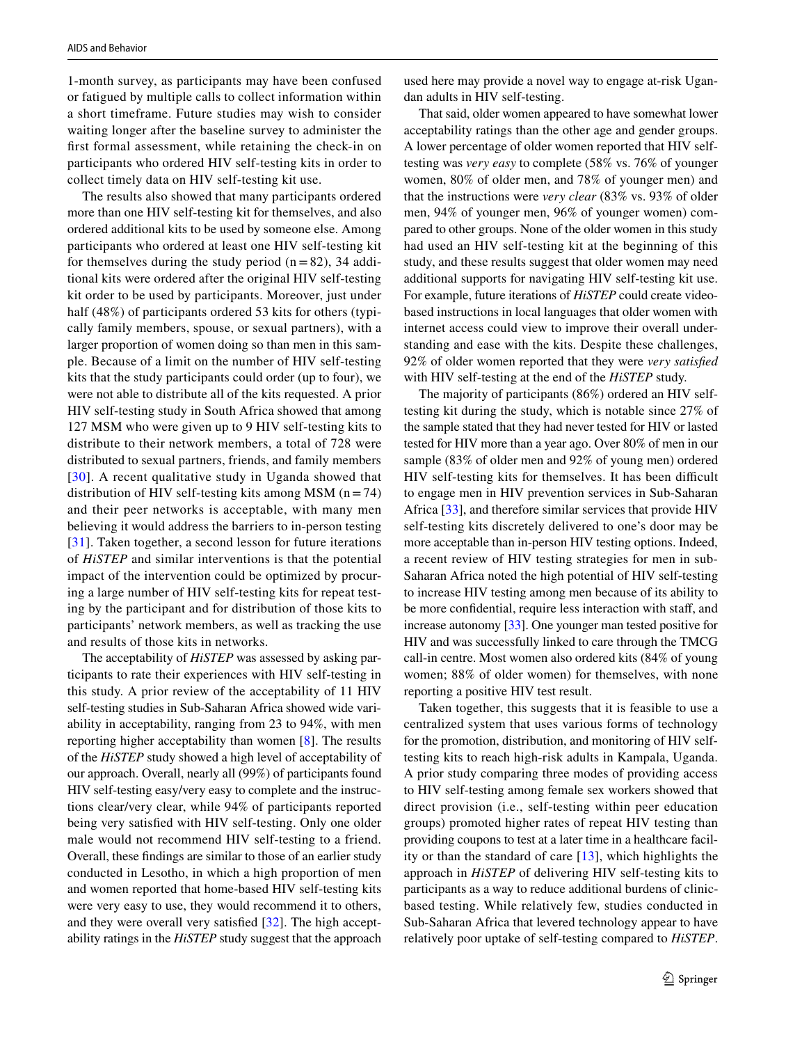1-month survey, as participants may have been confused or fatigued by multiple calls to collect information within a short timeframe. Future studies may wish to consider waiting longer after the baseline survey to administer the first formal assessment, while retaining the check-in on participants who ordered HIV self-testing kits in order to collect timely data on HIV self-testing kit use.

The results also showed that many participants ordered more than one HIV self-testing kit for themselves, and also ordered additional kits to be used by someone else. Among participants who ordered at least one HIV self-testing kit for themselves during the study period (n = 82), 34 additional kits were ordered after the original HIV self-testing kit order to be used by participants. Moreover, just under half (48%) of participants ordered 53 kits for others (typically family members, spouse, or sexual partners), with a larger proportion of women doing so than men in this sample. Because of a limit on the number of HIV self-testing kits that the study participants could order (up to four), we were not able to distribute all of the kits requested. A prior HIV self-testing study in South Africa showed that among 127 MSM who were given up to 9 HIV self-testing kits to distribute to their network members, a total of 728 were distributed to sexual partners, friends, and family members [30]. A recent qualitative study in Uganda showed that distribution of HIV self-testing kits among MSM (n = 74) and their peer networks is acceptable, with many men believing it would address the barriers to in-person testing [31]. Taken together, a second lesson for future iterations of *HiSTEP* and similar interventions is that the potential impact of the intervention could be optimized by procuring a large number of HIV self-testing kits for repeat testing by the participant and for distribution of those kits to participants' network members, as well as tracking the use and results of those kits in networks.

The acceptability of *HiSTEP* was assessed by asking participants to rate their experiences with HIV self-testing in this study. A prior review of the acceptability of 11 HIV self-testing studies in Sub-Saharan Africa showed wide variability in acceptability, ranging from 23 to 94%, with men reporting higher acceptability than women [8]. The results of the *HiSTEP* study showed a high level of acceptability of our approach. Overall, nearly all (99%) of participants found HIV self-testing easy/very easy to complete and the instructions clear/very clear, while 94% of participants reported being very satisfied with HIV self-testing. Only one older male would not recommend HIV self-testing to a friend. Overall, these findings are similar to those of an earlier study conducted in Lesotho, in which a high proportion of men and women reported that home-based HIV self-testing kits were very easy to use, they would recommend it to others, and they were overall very satisfied [32]. The high acceptability ratings in the *HiSTEP* study suggest that the approach used here may provide a novel way to engage at-risk Ugandan adults in HIV self-testing.

That said, older women appeared to have somewhat lower acceptability ratings than the other age and gender groups. A lower percentage of older women reported that HIV self-testing was *very easy* to complete (58% vs. 76% of younger women, 80% of older men, and 78% of younger men) and that the instructions were *very clear* (83% vs. 93% of older men, 94% of younger men, 96% of younger women) compared to other groups. None of the older women in this study had used an HIV self-testing kit at the beginning of this study, and these results suggest that older women may need additional supports for navigating HIV self-testing kit use. For example, future iterations of *HiSTEP* could create video-based instructions in local languages that older women with internet access could view to improve their overall understanding and ease with the kits. Despite these challenges, 92% of older women reported that they were *very satisfied* with HIV self-testing at the end of the *HiSTEP* study.

The majority of participants (86%) ordered an HIV self-testing kit during the study, which is notable since 27% of the sample stated that they had never tested for HIV or lasted tested for HIV more than a year ago. Over 80% of men in our sample (83% of older men and 92% of young men) ordered HIV self-testing kits for themselves. It has been difficult to engage men in HIV prevention services in Sub-Saharan Africa [33], and therefore similar services that provide HIV self-testing kits discretely delivered to one's door may be more acceptable than in-person HIV testing options. Indeed, a recent review of HIV testing strategies for men in sub-Saharan Africa noted the high potential of HIV self-testing to increase HIV testing among men because of its ability to be more confidential, require less interaction with staff, and increase autonomy [33]. One younger man tested positive for HIV and was successfully linked to care through the TMCG call-in centre. Most women also ordered kits (84% of young women; 88% of older women) for themselves, with none reporting a positive HIV test result.

Taken together, this suggests that it is feasible to use a centralized system that uses various forms of technology for the promotion, distribution, and monitoring of HIV self-testing kits to reach high-risk adults in Kampala, Uganda. A prior study comparing three modes of providing access to HIV self-testing among female sex workers showed that direct provision (i.e., self-testing within peer education groups) promoted higher rates of repeat HIV testing than providing coupons to test at a later time in a healthcare facility or than the standard of care [13], which highlights the approach in *HiSTEP* of delivering HIV self-testing kits to participants as a way to reduce additional burdens of clinic-based testing. While relatively few, studies conducted in Sub-Saharan Africa that levered technology appear to have relatively poor uptake of self-testing compared to *HiSTEP*.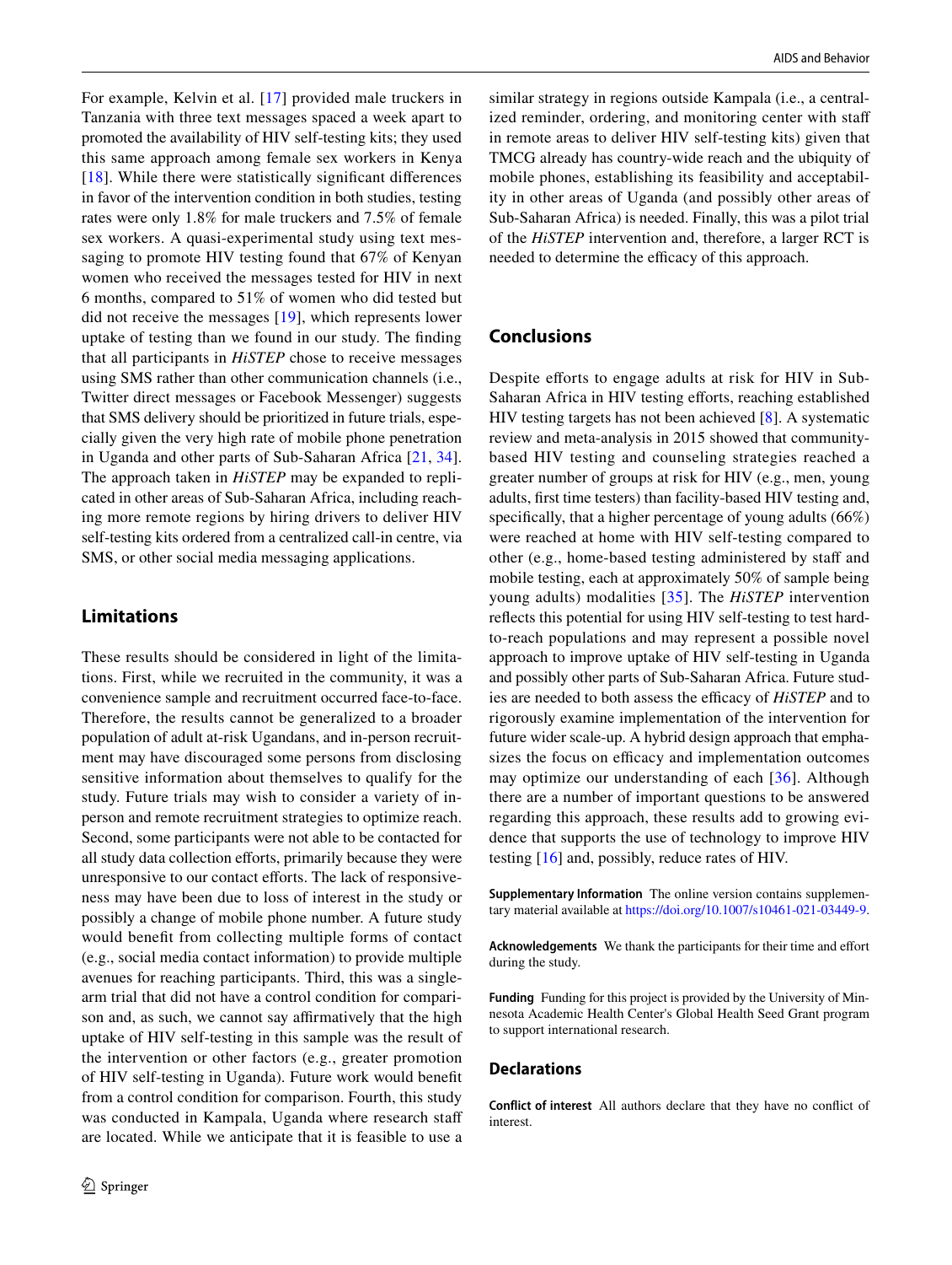For example, Kelvin et al. [17] provided male truckers in Tanzania with three text messages spaced a week apart to promoted the availability of HIV self-testing kits; they used this same approach among female sex workers in Kenya [18]. While there were statistically significant differences in favor of the intervention condition in both studies, testing rates were only 1.8% for male truckers and 7.5% of female sex workers. A quasi-experimental study using text messaging to promote HIV testing found that 67% of Kenyan women who received the messages tested for HIV in next 6 months, compared to 51% of women who did tested but did not receive the messages [19], which represents lower uptake of testing than we found in our study. The finding that all participants in *HiSTEP* chose to receive messages using SMS rather than other communication channels (i.e., Twitter direct messages or Facebook Messenger) suggests that SMS delivery should be prioritized in future trials, especially given the very high rate of mobile phone penetration in Uganda and other parts of Sub-Saharan Africa [21, 34]. The approach taken in *HiSTEP* may be expanded to replicated in other areas of Sub-Saharan Africa, including reaching more remote regions by hiring drivers to deliver HIV self-testing kits ordered from a centralized call-in centre, via SMS, or other social media messaging applications.

## Limitations

These results should be considered in light of the limitations. First, while we recruited in the community, it was a convenience sample and recruitment occurred face-to-face. Therefore, the results cannot be generalized to a broader population of adult at-risk Ugandans, and in-person recruitment may have discouraged some persons from disclosing sensitive information about themselves to qualify for the study. Future trials may wish to consider a variety of in-person and remote recruitment strategies to optimize reach. Second, some participants were not able to be contacted for all study data collection efforts, primarily because they were unresponsive to our contact efforts. The lack of responsiveness may have been due to loss of interest in the study or possibly a change of mobile phone number. A future study would benefit from collecting multiple forms of contact (e.g., social media contact information) to provide multiple avenues for reaching participants. Third, this was a single-arm trial that did not have a control condition for comparison and, as such, we cannot say affirmatively that the high uptake of HIV self-testing in this sample was the result of the intervention or other factors (e.g., greater promotion of HIV self-testing in Uganda). Future work would benefit from a control condition for comparison. Fourth, this study was conducted in Kampala, Uganda where research staff are located. While we anticipate that it is feasible to use a similar strategy in regions outside Kampala (i.e., a centralized reminder, ordering, and monitoring center with staff in remote areas to deliver HIV self-testing kits) given that TMCG already has country-wide reach and the ubiquity of mobile phones, establishing its feasibility and acceptability in other areas of Uganda (and possibly other areas of Sub-Saharan Africa) is needed. Finally, this was a pilot trial of the *HiSTEP* intervention and, therefore, a larger RCT is needed to determine the efficacy of this approach.

## Conclusions

Despite efforts to engage adults at risk for HIV in Sub-Saharan Africa in HIV testing efforts, reaching established HIV testing targets has not been achieved [8]. A systematic review and meta-analysis in 2015 showed that community-based HIV testing and counseling strategies reached a greater number of groups at risk for HIV (e.g., men, young adults, first time testers) than facility-based HIV testing and, specifically, that a higher percentage of young adults (66%) were reached at home with HIV self-testing compared to other (e.g., home-based testing administered by staff and mobile testing, each at approximately 50% of sample being young adults) modalities [35]. The *HiSTEP* intervention reflects this potential for using HIV self-testing to test hard-to-reach populations and may represent a possible novel approach to improve uptake of HIV self-testing in Uganda and possibly other parts of Sub-Saharan Africa. Future studies are needed to both assess the efficacy of *HiSTEP* and to rigorously examine implementation of the intervention for future wider scale-up. A hybrid design approach that emphasizes the focus on efficacy and implementation outcomes may optimize our understanding of each [36]. Although there are a number of important questions to be answered regarding this approach, these results add to growing evidence that supports the use of technology to improve HIV testing [16] and, possibly, reduce rates of HIV.

**Supplementary Information** The online version contains supplementary material available at https://doi.org/10.1007/s10461-021-03449-9.

**Acknowledgements** We thank the participants for their time and effort during the study.

**Funding** Funding for this project is provided by the University of Minnesota Academic Health Center's Global Health Seed Grant program to support international research.

## Declarations

**Conflict of interest** All authors declare that they have no conflict of interest.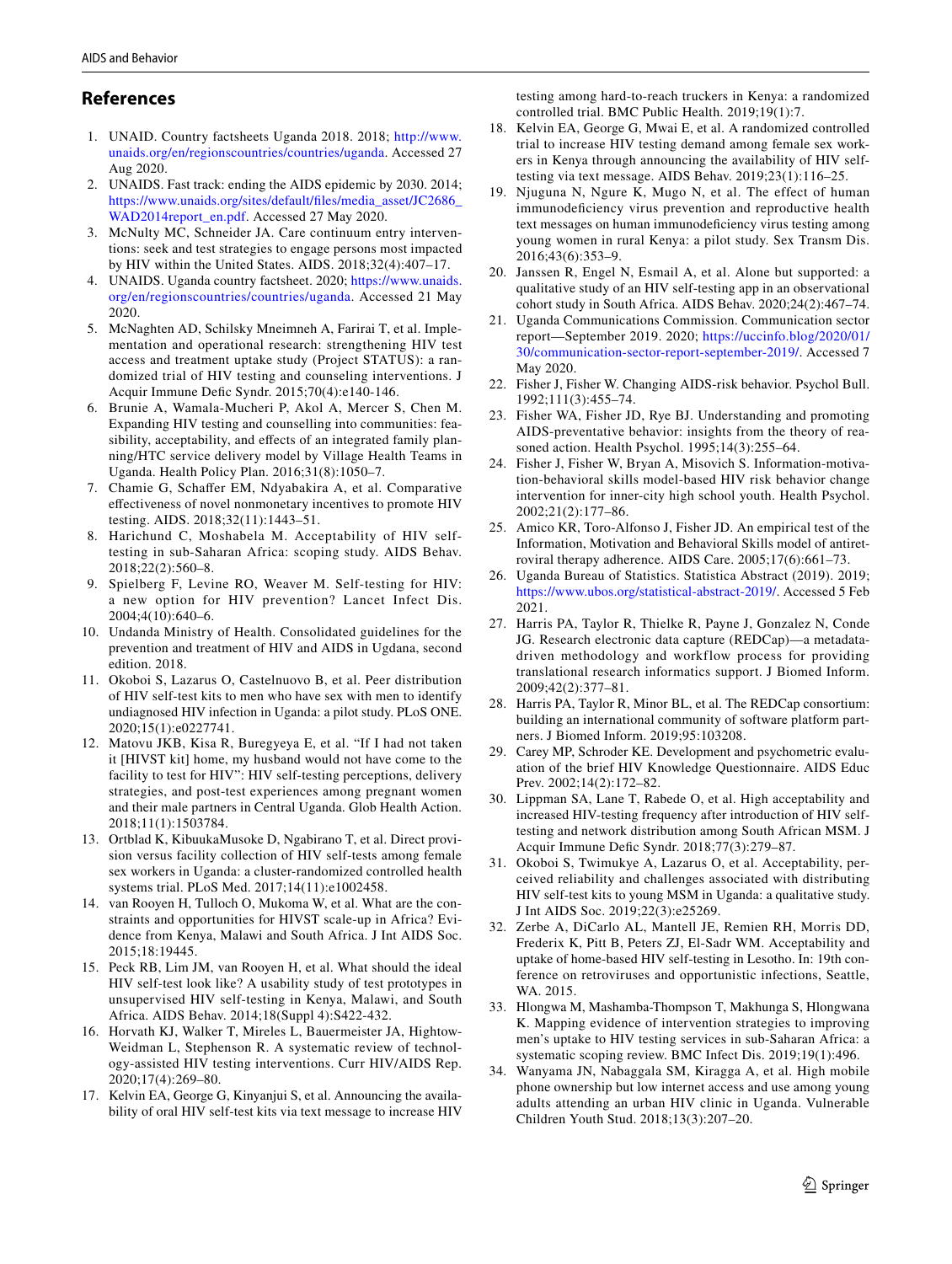## References

1. UNAID. Country factsheets Uganda 2018. 2018; http://www.unaids.org/en/regionscountries/countries/uganda. Accessed 27 Aug 2020.
2. UNAIDS. Fast track: ending the AIDS epidemic by 2030. 2014; https://www.unaids.org/sites/default/files/media_asset/JC2686_WAD2014report_en.pdf. Accessed 27 May 2020.
3. McNulty MC, Schneider JA. Care continuum entry interventions: seek and test strategies to engage persons most impacted by HIV within the United States. AIDS. 2018;32(4):407–17.
4. UNAIDS. Uganda country factsheet. 2020; https://www.unaids.org/en/regionscountries/countries/uganda. Accessed 21 May 2020.
5. McNaghten AD, Schilsky Mneimneh A, Farirai T, et al. Implementation and operational research: strengthening HIV test access and treatment uptake study (Project STATUS): a randomized trial of HIV testing and counseling interventions. J Acquir Immune Defic Syndr. 2015;70(4):e140-146.
6. Brunie A, Wamala-Mucheri P, Akol A, Mercer S, Chen M. Expanding HIV testing and counselling into communities: feasibility, acceptability, and effects of an integrated family planning/HTC service delivery model by Village Health Teams in Uganda. Health Policy Plan. 2016;31(8):1050–7.
7. Chamie G, Schaffer EM, Ndyabakira A, et al. Comparative effectiveness of novel nonmonetary incentives to promote HIV testing. AIDS. 2018;32(11):1443–51.
8. Harichund C, Moshabela M. Acceptability of HIV self-testing in sub-Saharan Africa: scoping study. AIDS Behav. 2018;22(2):560–8.
9. Spielberg F, Levine RO, Weaver M. Self-testing for HIV: a new option for HIV prevention? Lancet Infect Dis. 2004;4(10):640–6.
10. Undanda Ministry of Health. Consolidated guidelines for the prevention and treatment of HIV and AIDS in Ugdana, second edition. 2018.
11. Okoboi S, Lazarus O, Castelnuovo B, et al. Peer distribution of HIV self-test kits to men who have sex with men to identify undiagnosed HIV infection in Uganda: a pilot study. PLoS ONE. 2020;15(1):e0227741.
12. Matovu JKB, Kisa R, Buregyeya E, et al. "If I had not taken it [HIVST kit] home, my husband would not have come to the facility to test for HIV": HIV self-testing perceptions, delivery strategies, and post-test experiences among pregnant women and their male partners in Central Uganda. Glob Health Action. 2018;11(1):1503784.
13. Ortblad K, KibuukaMusoke D, Ngabirano T, et al. Direct provision versus facility collection of HIV self-tests among female sex workers in Uganda: a cluster-randomized controlled health systems trial. PLoS Med. 2017;14(11):e1002458.
14. van Rooyen H, Tulloch O, Mukoma W, et al. What are the constraints and opportunities for HIVST scale-up in Africa? Evidence from Kenya, Malawi and South Africa. J Int AIDS Soc. 2015;18:19445.
15. Peck RB, Lim JM, van Rooyen H, et al. What should the ideal HIV self-test look like? A usability study of test prototypes in unsupervised HIV self-testing in Kenya, Malawi, and South Africa. AIDS Behav. 2014;18(Suppl 4):S422-432.
16. Horvath KJ, Walker T, Mireles L, Bauermeister JA, Hightow-Weidman L, Stephenson R. A systematic review of technology-assisted HIV testing interventions. Curr HIV/AIDS Rep. 2020;17(4):269–80.
17. Kelvin EA, George G, Kinyanjui S, et al. Announcing the availability of oral HIV self-test kits via text message to increase HIV testing among hard-to-reach truckers in Kenya: a randomized controlled trial. BMC Public Health. 2019;19(1):7.
18. Kelvin EA, George G, Mwai E, et al. A randomized controlled trial to increase HIV testing demand among female sex workers in Kenya through announcing the availability of HIV self-testing via text message. AIDS Behav. 2019;23(1):116–25.
19. Njuguna N, Ngure K, Mugo N, et al. The effect of human immunodeficiency virus prevention and reproductive health text messages on human immunodeficiency virus testing among young women in rural Kenya: a pilot study. Sex Transm Dis. 2016;43(6):353–9.
20. Janssen R, Engel N, Esmail A, et al. Alone but supported: a qualitative study of an HIV self-testing app in an observational cohort study in South Africa. AIDS Behav. 2020;24(2):467–74.
21. Uganda Communications Commission. Communication sector report—September 2019. 2020; https://uccinfo.blog/2020/01/30/communication-sector-report-september-2019/. Accessed 7 May 2020.
22. Fisher J, Fisher W. Changing AIDS-risk behavior. Psychol Bull. 1992;111(3):455–74.
23. Fisher WA, Fisher JD, Rye BJ. Understanding and promoting AIDS-preventative behavior: insights from the theory of reasoned action. Health Psychol. 1995;14(3):255–64.
24. Fisher J, Fisher W, Bryan A, Misovich S. Information-motivation-behavioral skills model-based HIV risk behavior change intervention for inner-city high school youth. Health Psychol. 2002;21(2):177–86.
25. Amico KR, Toro-Alfonso J, Fisher JD. An empirical test of the Information, Motivation and Behavioral Skills model of antiretroviral therapy adherence. AIDS Care. 2005;17(6):661–73.
26. Uganda Bureau of Statistics. Statistica Abstract (2019). 2019; https://www.ubos.org/statistical-abstract-2019/. Accessed 5 Feb 2021.
27. Harris PA, Taylor R, Thielke R, Payne J, Gonzalez N, Conde JG. Research electronic data capture (REDCap)—a metadata-driven methodology and workflow process for providing translational research informatics support. J Biomed Inform. 2009;42(2):377–81.
28. Harris PA, Taylor R, Minor BL, et al. The REDCap consortium: building an international community of software platform partners. J Biomed Inform. 2019;95:103208.
29. Carey MP, Schroder KE. Development and psychometric evaluation of the brief HIV Knowledge Questionnaire. AIDS Educ Prev. 2002;14(2):172–82.
30. Lippman SA, Lane T, Rabede O, et al. High acceptability and increased HIV-testing frequency after introduction of HIV self-testing and network distribution among South African MSM. J Acquir Immune Defic Syndr. 2018;77(3):279–87.
31. Okoboi S, Twimukye A, Lazarus O, et al. Acceptability, perceived reliability and challenges associated with distributing HIV self-test kits to young MSM in Uganda: a qualitative study. J Int AIDS Soc. 2019;22(3):e25269.
32. Zerbe A, DiCarlo AL, Mantell JE, Remien RH, Morris DD, Frederix K, Pitt B, Peters ZJ, El-Sadr WM. Acceptability and uptake of home-based HIV self-testing in Lesotho. In: 19th conference on retroviruses and opportunistic infections, Seattle, WA. 2015.
33. Hlongwa M, Mashamba-Thompson T, Makhunga S, Hlongwana K. Mapping evidence of intervention strategies to improving men's uptake to HIV testing services in sub-Saharan Africa: a systematic scoping review. BMC Infect Dis. 2019;19(1):496.
34. Wanyama JN, Nabaggala SM, Kiragga A, et al. High mobile phone ownership but low internet access and use among young adults attending an urban HIV clinic in Uganda. Vulnerable Children Youth Stud. 2018;13(3):207–20.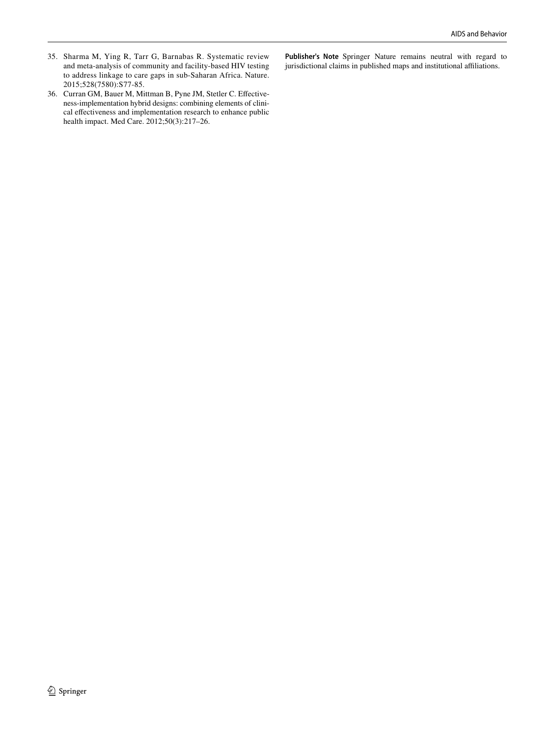35. Sharma M, Ying R, Tarr G, Barnabas R. Systematic review and meta-analysis of community and facility-based HIV testing to address linkage to care gaps in sub-Saharan Africa. Nature. 2015;528(7580):S77-85.
36. Curran GM, Bauer M, Mittman B, Pyne JM, Stetler C. Effectiveness-implementation hybrid designs: combining elements of clinical effectiveness and implementation research to enhance public health impact. Med Care. 2012;50(3):217–26.

**Publisher's Note** Springer Nature remains neutral with regard to jurisdictional claims in published maps and institutional affiliations.